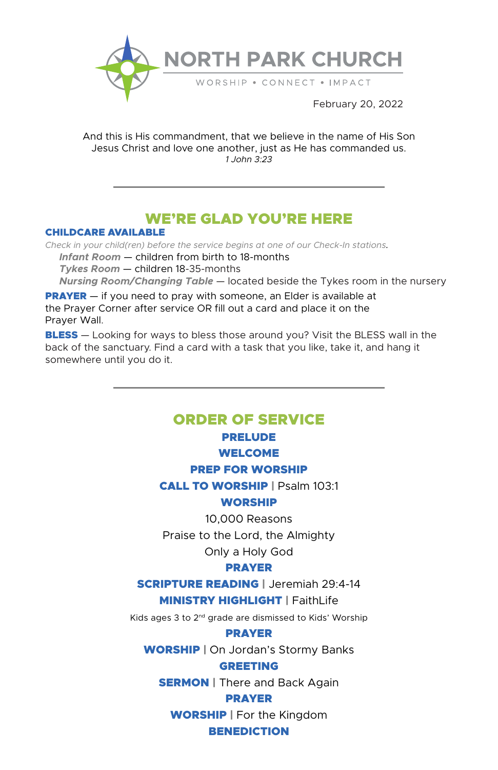# NORTH PARK CHURCH

WORSHIP • CONNECT • IMPACT

February 20, 2022

And this is His commandment, that we believe in the name of His Son Jesus Christ and love one another, just as He has commanded us.
*1 John 3:23*

---

## WE'RE GLAD YOU'RE HERE

**CHILDCARE AVAILABLE**

*Check in your child(ren) before the service begins at one of our Check-In stations.*

- ***Infant Room*** — children from birth to 18-months
- ***Tykes Room*** — children 18-35-months
- ***Nursing Room/Changing Table*** — located beside the Tykes room in the nursery

**PRAYER** — if you need to pray with someone, an Elder is available at the Prayer Corner after service OR fill out a card and place it on the Prayer Wall.

**BLESS** — Looking for ways to bless those around you? Visit the BLESS wall in the back of the sanctuary. Find a card with a task that you like, take it, and hang it somewhere until you do it.

---

## ORDER OF SERVICE

**PRELUDE**

**WELCOME**

**PREP FOR WORSHIP**

**CALL TO WORSHIP** | Psalm 103:1

**WORSHIP**

10,000 Reasons

Praise to the Lord, the Almighty

Only a Holy God

**PRAYER**

**SCRIPTURE READING** | Jeremiah 29:4-14

**MINISTRY HIGHLIGHT** | FaithLife

Kids ages 3 to 2nd grade are dismissed to Kids' Worship

**PRAYER**

**WORSHIP** | On Jordan's Stormy Banks

**GREETING**

**SERMON** | There and Back Again

**PRAYER**

**WORSHIP** | For the Kingdom

**BENEDICTION**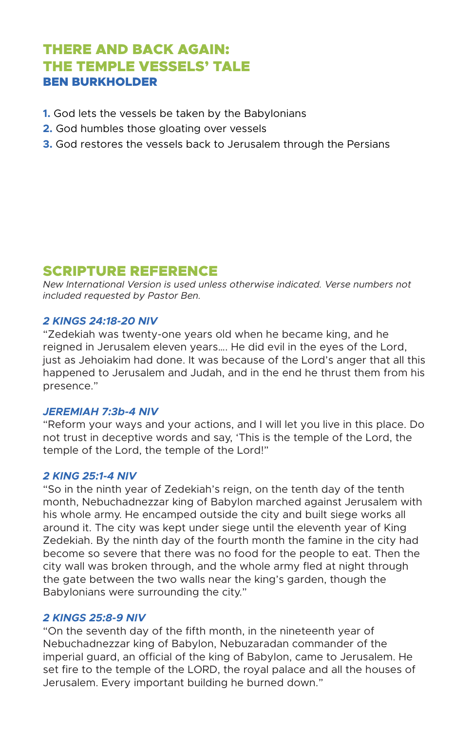# THERE AND BACK AGAIN: THE TEMPLE VESSELS' TALE

### BEN BURKHOLDER

1. God lets the vessels be taken by the Babylonians
2. God humbles those gloating over vessels
3. God restores the vessels back to Jerusalem through the Persians

## SCRIPTURE REFERENCE

*New International Version is used unless otherwise indicated. Verse numbers not included requested by Pastor Ben.*

***2 KINGS 24:18-20 NIV***

"Zedekiah was twenty-one years old when he became king, and he reigned in Jerusalem eleven years…. He did evil in the eyes of the Lord, just as Jehoiakim had done. It was because of the Lord's anger that all this happened to Jerusalem and Judah, and in the end he thrust them from his presence."

***JEREMIAH 7:3b-4 NIV***

"Reform your ways and your actions, and I will let you live in this place. Do not trust in deceptive words and say, 'This is the temple of the Lord, the temple of the Lord, the temple of the Lord!"

***2 KING 25:1-4 NIV***

"So in the ninth year of Zedekiah's reign, on the tenth day of the tenth month, Nebuchadnezzar king of Babylon marched against Jerusalem with his whole army. He encamped outside the city and built siege works all around it. The city was kept under siege until the eleventh year of King Zedekiah. By the ninth day of the fourth month the famine in the city had become so severe that there was no food for the people to eat. Then the city wall was broken through, and the whole army fled at night through the gate between the two walls near the king's garden, though the Babylonians were surrounding the city."

***2 KINGS 25:8-9 NIV***

"On the seventh day of the fifth month, in the nineteenth year of Nebuchadnezzar king of Babylon, Nebuzaradan commander of the imperial guard, an official of the king of Babylon, came to Jerusalem. He set fire to the temple of the LORD, the royal palace and all the houses of Jerusalem. Every important building he burned down."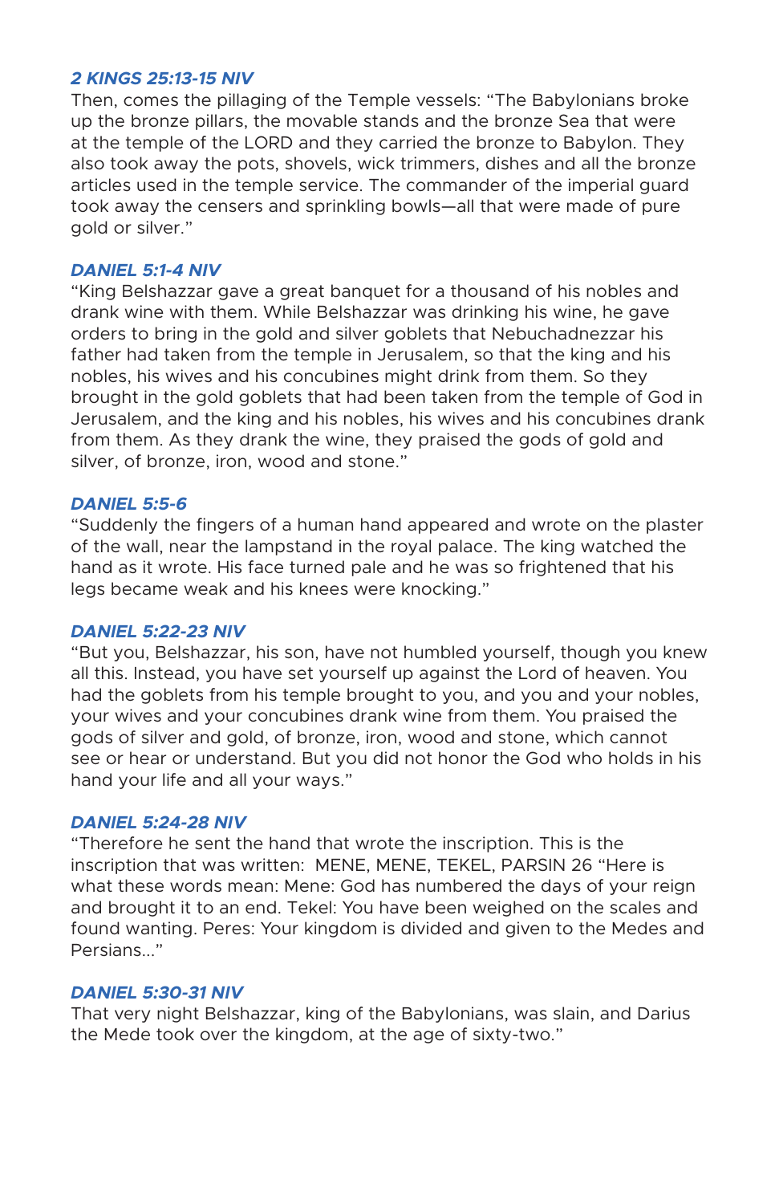### *2 KINGS 25:13-15 NIV*

Then, comes the pillaging of the Temple vessels: "The Babylonians broke up the bronze pillars, the movable stands and the bronze Sea that were at the temple of the LORD and they carried the bronze to Babylon. They also took away the pots, shovels, wick trimmers, dishes and all the bronze articles used in the temple service. The commander of the imperial guard took away the censers and sprinkling bowls—all that were made of pure gold or silver."

### *DANIEL 5:1-4 NIV*

"King Belshazzar gave a great banquet for a thousand of his nobles and drank wine with them. While Belshazzar was drinking his wine, he gave orders to bring in the gold and silver goblets that Nebuchadnezzar his father had taken from the temple in Jerusalem, so that the king and his nobles, his wives and his concubines might drink from them. So they brought in the gold goblets that had been taken from the temple of God in Jerusalem, and the king and his nobles, his wives and his concubines drank from them. As they drank the wine, they praised the gods of gold and silver, of bronze, iron, wood and stone."

### *DANIEL 5:5-6*

"Suddenly the fingers of a human hand appeared and wrote on the plaster of the wall, near the lampstand in the royal palace. The king watched the hand as it wrote. His face turned pale and he was so frightened that his legs became weak and his knees were knocking."

### *DANIEL 5:22-23 NIV*

"But you, Belshazzar, his son, have not humbled yourself, though you knew all this. Instead, you have set yourself up against the Lord of heaven. You had the goblets from his temple brought to you, and you and your nobles, your wives and your concubines drank wine from them. You praised the gods of silver and gold, of bronze, iron, wood and stone, which cannot see or hear or understand. But you did not honor the God who holds in his hand your life and all your ways."

### *DANIEL 5:24-28 NIV*

"Therefore he sent the hand that wrote the inscription. This is the inscription that was written: MENE, MENE, TEKEL, PARSIN 26 "Here is what these words mean: Mene: God has numbered the days of your reign and brought it to an end. Tekel: You have been weighed on the scales and found wanting. Peres: Your kingdom is divided and given to the Medes and Persians..."

### *DANIEL 5:30-31 NIV*

That very night Belshazzar, king of the Babylonians, was slain, and Darius the Mede took over the kingdom, at the age of sixty-two."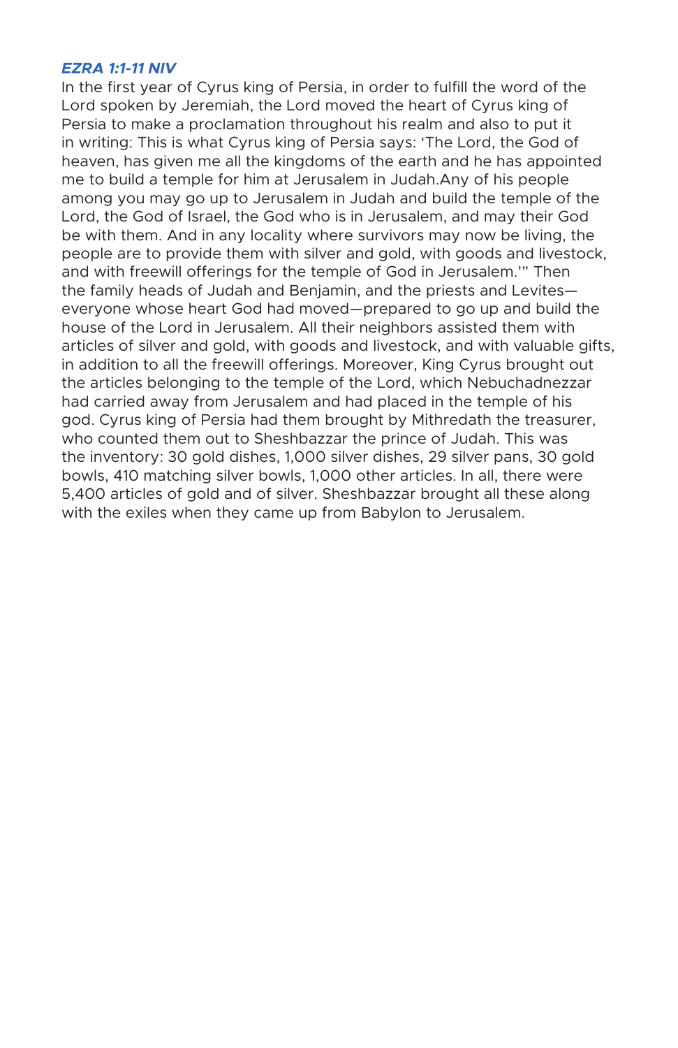***EZRA 1:1-11 NIV***

In the first year of Cyrus king of Persia, in order to fulfill the word of the Lord spoken by Jeremiah, the Lord moved the heart of Cyrus king of Persia to make a proclamation throughout his realm and also to put it in writing: This is what Cyrus king of Persia says: 'The Lord, the God of heaven, has given me all the kingdoms of the earth and he has appointed me to build a temple for him at Jerusalem in Judah.Any of his people among you may go up to Jerusalem in Judah and build the temple of the Lord, the God of Israel, the God who is in Jerusalem, and may their God be with them. And in any locality where survivors may now be living, the people are to provide them with silver and gold, with goods and livestock, and with freewill offerings for the temple of God in Jerusalem.'" Then the family heads of Judah and Benjamin, and the priests and Levites—everyone whose heart God had moved—prepared to go up and build the house of the Lord in Jerusalem. All their neighbors assisted them with articles of silver and gold, with goods and livestock, and with valuable gifts, in addition to all the freewill offerings. Moreover, King Cyrus brought out the articles belonging to the temple of the Lord, which Nebuchadnezzar had carried away from Jerusalem and had placed in the temple of his god. Cyrus king of Persia had them brought by Mithredath the treasurer, who counted them out to Sheshbazzar the prince of Judah. This was the inventory: 30 gold dishes, 1,000 silver dishes, 29 silver pans, 30 gold bowls, 410 matching silver bowls, 1,000 other articles. In all, there were 5,400 articles of gold and of silver. Sheshbazzar brought all these along with the exiles when they came up from Babylon to Jerusalem.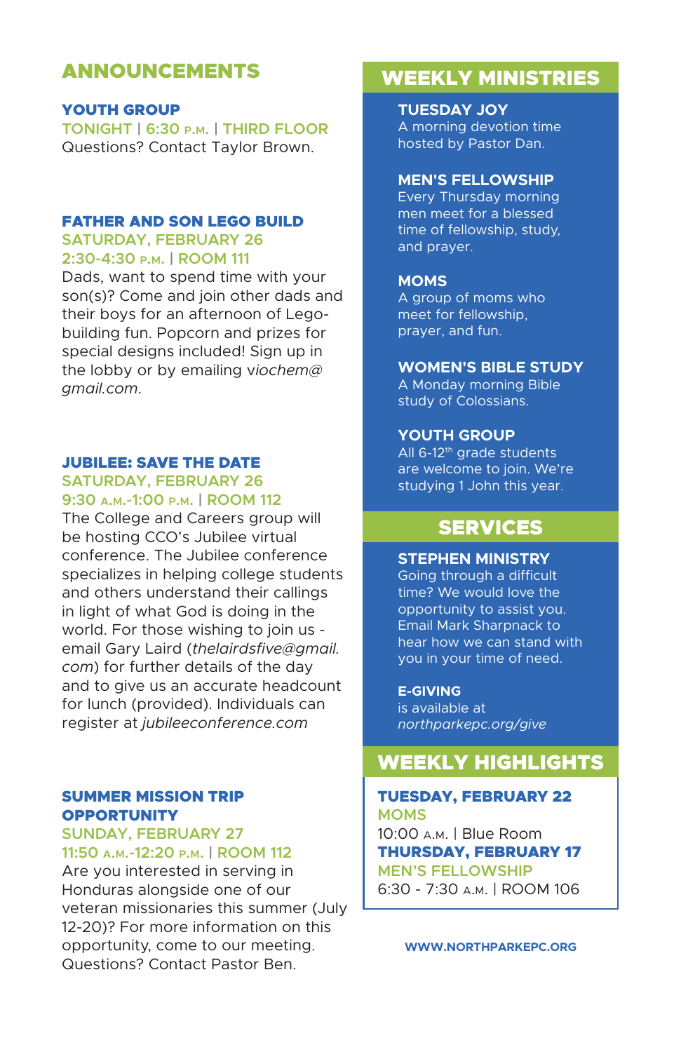## ANNOUNCEMENTS

### YOUTH GROUP

**TONIGHT | 6:30 P.M. | THIRD FLOOR**

Questions? Contact Taylor Brown.

### FATHER AND SON LEGO BUILD

**SATURDAY, FEBRUARY 26**
**2:30-4:30 P.M. | ROOM 111**

Dads, want to spend time with your son(s)? Come and join other dads and their boys for an afternoon of Lego-building fun. Popcorn and prizes for special designs included! Sign up in the lobby or by emailing v*iochem@gmail.com*.

### JUBILEE: SAVE THE DATE

**SATURDAY, FEBRUARY 26**
**9:30 A.M.-1:00 P.M. | ROOM 112**

The College and Careers group will be hosting CCO's Jubilee virtual conference. The Jubilee conference specializes in helping college students and others understand their callings in light of what God is doing in the world. For those wishing to join us - email Gary Laird (*thelairdsfive@gmail.com*) for further details of the day and to give us an accurate headcount for lunch (provided). Individuals can register at *jubileeconference.com*

### SUMMER MISSION TRIP OPPORTUNITY

**SUNDAY, FEBRUARY 27**
**11:50 A.M.-12:20 P.M. | ROOM 112**

Are you interested in serving in Honduras alongside one of our veteran missionaries this summer (July 12-20)? For more information on this opportunity, come to our meeting. Questions? Contact Pastor Ben.

## WEEKLY MINISTRIES

### TUESDAY JOY

A morning devotion time hosted by Pastor Dan.

### MEN'S FELLOWSHIP

Every Thursday morning men meet for a blessed time of fellowship, study, and prayer.

### MOMS

A group of moms who meet for fellowship, prayer, and fun.

### WOMEN'S BIBLE STUDY

A Monday morning Bible study of Colossians.

### YOUTH GROUP

All 6-12th grade students are welcome to join. We're studying 1 John this year.

## SERVICES

### STEPHEN MINISTRY

Going through a difficult time? We would love the opportunity to assist you. Email Mark Sharpnack to hear how we can stand with you in your time of need.

### E-GIVING

is available at *northparkepc.org/give*

## WEEKLY HIGHLIGHTS

**TUESDAY, FEBRUARY 22**
**MOMS**
10:00 A.M. | Blue Room

**THURSDAY, FEBRUARY 17**
**MEN'S FELLOWSHIP**
6:30 - 7:30 A.M. | ROOM 106

WWW.NORTHPARKEPC.ORG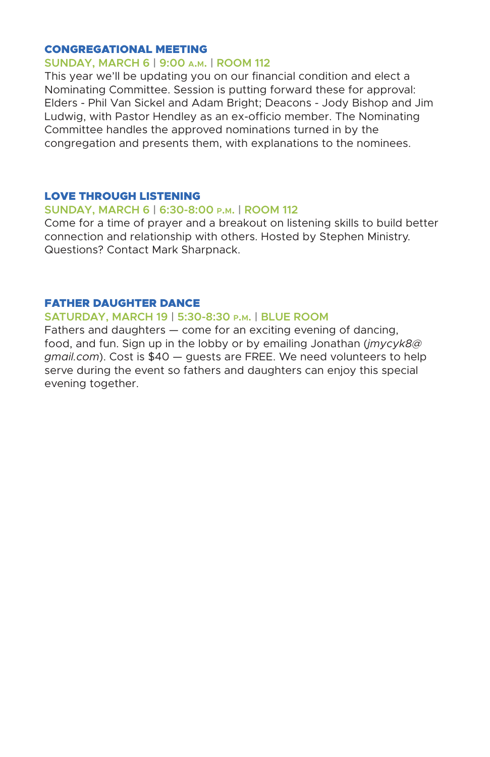## CONGREGATIONAL MEETING

**SUNDAY, MARCH 6 | 9:00 A.M. | ROOM 112**

This year we'll be updating you on our financial condition and elect a Nominating Committee. Session is putting forward these for approval: Elders - Phil Van Sickel and Adam Bright; Deacons - Jody Bishop and Jim Ludwig, with Pastor Hendley as an ex-officio member. The Nominating Committee handles the approved nominations turned in by the congregation and presents them, with explanations to the nominees.

## LOVE THROUGH LISTENING

**SUNDAY, MARCH 6 | 6:30-8:00 P.M. | ROOM 112**

Come for a time of prayer and a breakout on listening skills to build better connection and relationship with others. Hosted by Stephen Ministry. Questions? Contact Mark Sharpnack.

## FATHER DAUGHTER DANCE

**SATURDAY, MARCH 19 | 5:30-8:30 P.M. | BLUE ROOM**

Fathers and daughters — come for an exciting evening of dancing, food, and fun. Sign up in the lobby or by emailing Jonathan (*jmycyk8@gmail.com*). Cost is $40 — guests are FREE. We need volunteers to help serve during the event so fathers and daughters can enjoy this special evening together.